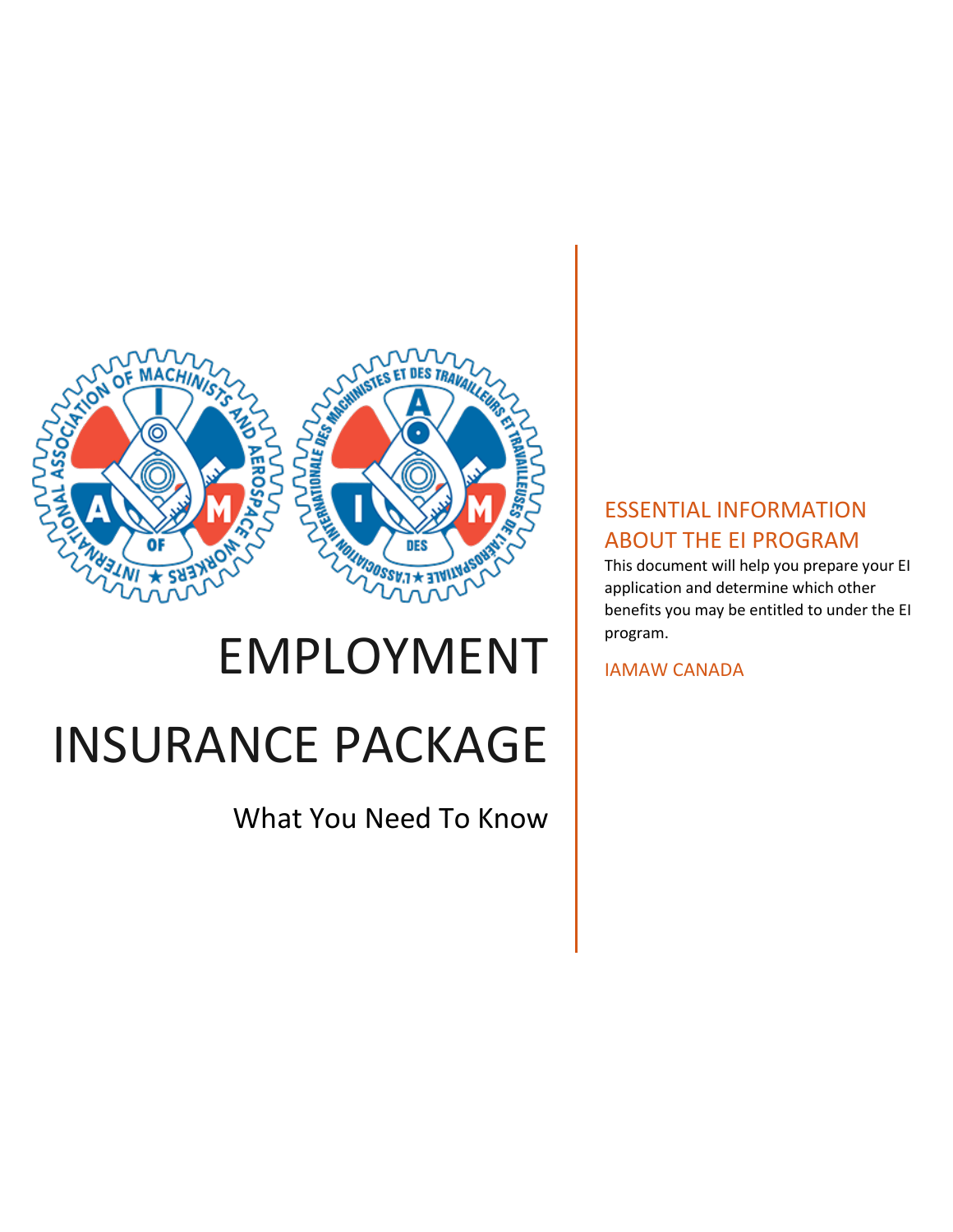# EMPLOYMENT INSURANCE PACKAGE

What You Need To Know

## ESSENTIAL INFORMATION ABOUT THE EI PROGRAM

This document will help you prepare your EI application and determine which other benefits you may be entitled to under the EI program.

IAMAW CANADA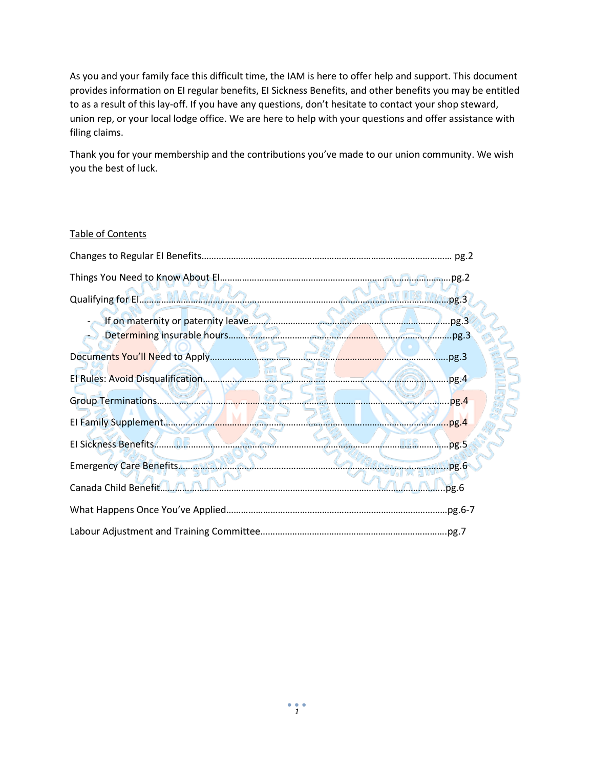As you and your family face this difficult time, the IAM is here to offer help and support. This document provides information on EI regular benefits, EI Sickness Benefits, and other benefits you may be entitled to as a result of this lay-off. If you have any questions, don't hesitate to contact your shop steward, union rep, or your local lodge office. We are here to help with your questions and offer assistance with filing claims.

Thank you for your membership and the contributions you've made to our union community. We wish you the best of luck.

<u>Table of Contents</u>

Changes to Regular EI Benefits…………………………………………………………………………………… pg.2

Things You Need to Know About EI……………………………………………………………………………….pg.2

Qualifying for EI……………………………………………………………………………………………………………pg.3

- If on maternity or paternity leave……………………………………………………………………pg.3
- Determining insurable hours……………………………………………………………………………pg.3

Documents You'll Need to Apply……………………………………………………………………………………pg.3

EI Rules: Avoid Disqualification………………………………………………………………………………………pg.4

Group Terminations…………………………………………………………………………………………………………pg.4

EI Family Supplement………………………………………………………………………………………………………pg.4

EI Sickness Benefits…………………………………………………………………………………………………………pg.5

Emergency Care Benefits…………………………………………………………………………………………………pg.6

Canada Child Benefit……………………………………………………………………………………………………….pg.6

What Happens Once You've Applied……………………………………………………………………………….pg.6-7

Labour Adjustment and Training Committee………………………………………………………………….pg.7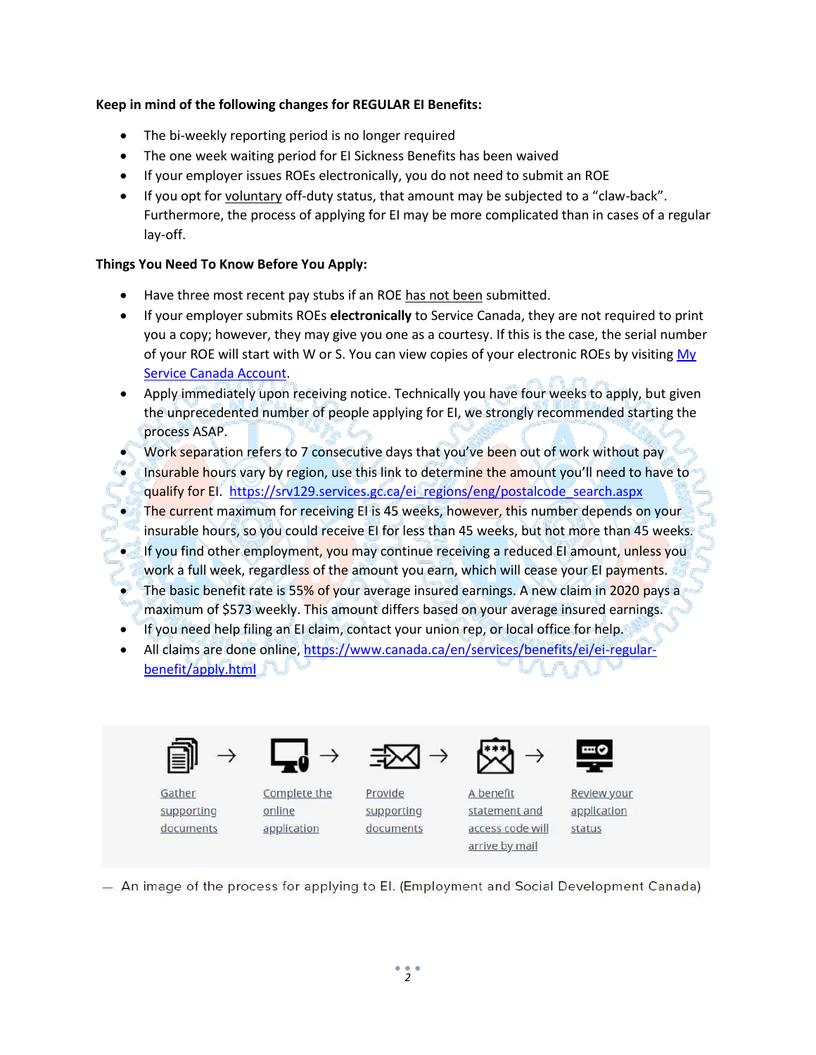**Keep in mind of the following changes for REGULAR EI Benefits:**

- The bi-weekly reporting period is no longer required
- The one week waiting period for EI Sickness Benefits has been waived
- If your employer issues ROEs electronically, you do not need to submit an ROE
- If you opt for voluntary off-duty status, that amount may be subjected to a "claw-back". Furthermore, the process of applying for EI may be more complicated than in cases of a regular lay-off.

**Things You Need To Know Before You Apply:**

- Have three most recent pay stubs if an ROE has not been submitted.
- If your employer submits ROEs **electronically** to Service Canada, they are not required to print you a copy; however, they may give you one as a courtesy. If this is the case, the serial number of your ROE will start with W or S. You can view copies of your electronic ROEs by visiting [My Service Canada Account](My Service Canada Account).
- Apply immediately upon receiving notice. Technically you have four weeks to apply, but given the unprecedented number of people applying for EI, we strongly recommended starting the process ASAP.
- Work separation refers to 7 consecutive days that you've been out of work without pay
- Insurable hours vary by region, use this link to determine the amount you'll need to have to qualify for EI. https://srv129.services.gc.ca/ei_regions/eng/postalcode_search.aspx
- The current maximum for receiving EI is 45 weeks, however, this number depends on your insurable hours, so you could receive EI for less than 45 weeks, but not more than 45 weeks.
- If you find other employment, you may continue receiving a reduced EI amount, unless you work a full week, regardless of the amount you earn, which will cease your EI payments.
- The basic benefit rate is 55% of your average insured earnings. A new claim in 2020 pays a maximum of $573 weekly. This amount differs based on your average insured earnings.
- If you need help filing an EI claim, contact your union rep, or local office for help.
- All claims are done online, https://www.canada.ca/en/services/benefits/ei/ei-regular-benefit/apply.html

Gather supporting documents → Complete the online application → Provide supporting documents → A benefit statement and access code will arrive by mail → Review your application status

— An image of the process for applying to EI. (Employment and Social Development Canada)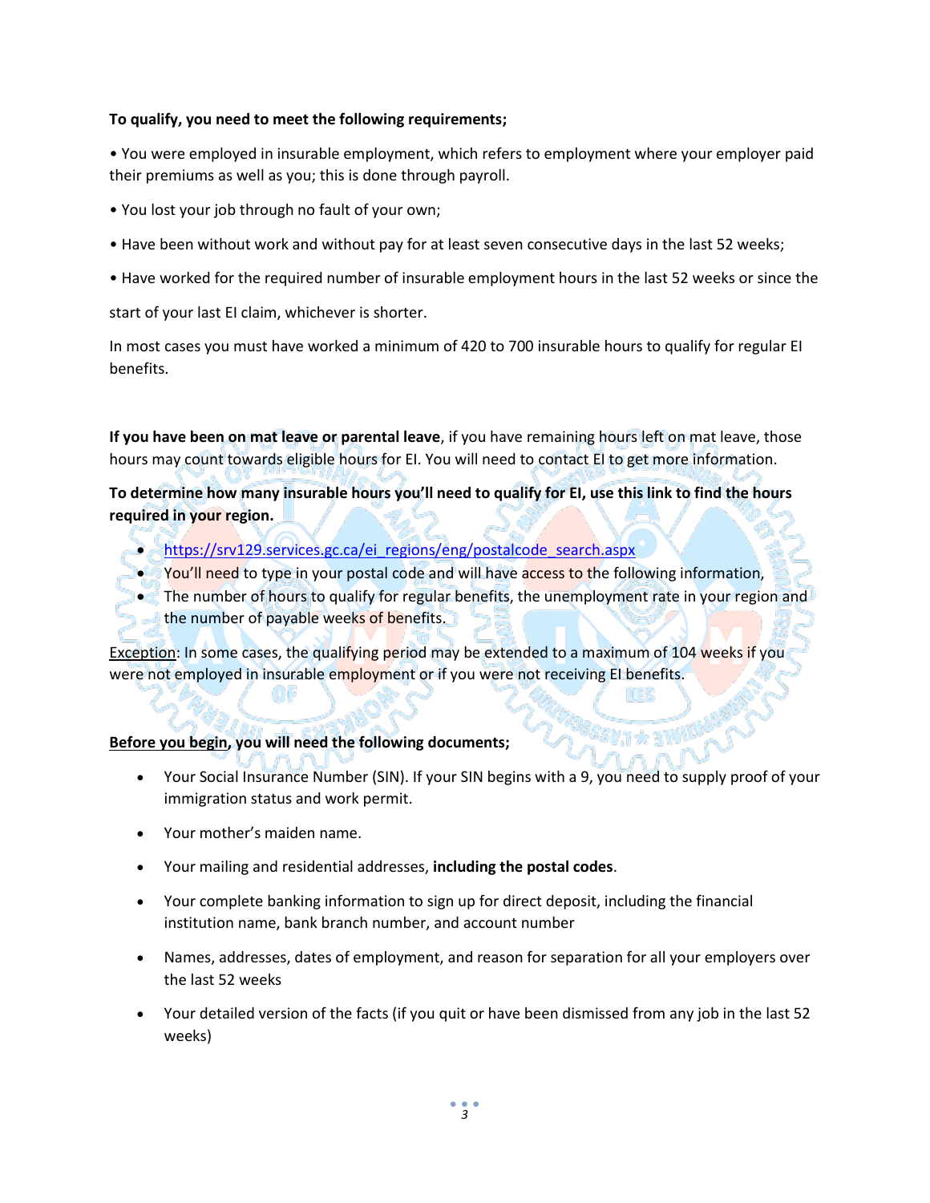**To qualify, you need to meet the following requirements;**

- You were employed in insurable employment, which refers to employment where your employer paid their premiums as well as you; this is done through payroll.
- You lost your job through no fault of your own;
- Have been without work and without pay for at least seven consecutive days in the last 52 weeks;
- Have worked for the required number of insurable employment hours in the last 52 weeks or since the start of your last EI claim, whichever is shorter.

In most cases you must have worked a minimum of 420 to 700 insurable hours to qualify for regular EI benefits.

**If you have been on mat leave or parental leave**, if you have remaining hours left on mat leave, those hours may count towards eligible hours for EI. You will need to contact EI to get more information.

**To determine how many insurable hours you'll need to qualify for EI, use this link to find the hours required in your region.**

- https://srv129.services.gc.ca/ei_regions/eng/postalcode_search.aspx
- You'll need to type in your postal code and will have access to the following information,
- The number of hours to qualify for regular benefits, the unemployment rate in your region and the number of payable weeks of benefits.

Exception: In some cases, the qualifying period may be extended to a maximum of 104 weeks if you were not employed in insurable employment or if you were not receiving EI benefits.

**Before you begin, you will need the following documents;**

- Your Social Insurance Number (SIN). If your SIN begins with a 9, you need to supply proof of your immigration status and work permit.
- Your mother's maiden name.
- Your mailing and residential addresses, **including the postal codes**.
- Your complete banking information to sign up for direct deposit, including the financial institution name, bank branch number, and account number
- Names, addresses, dates of employment, and reason for separation for all your employers over the last 52 weeks
- Your detailed version of the facts (if you quit or have been dismissed from any job in the last 52 weeks)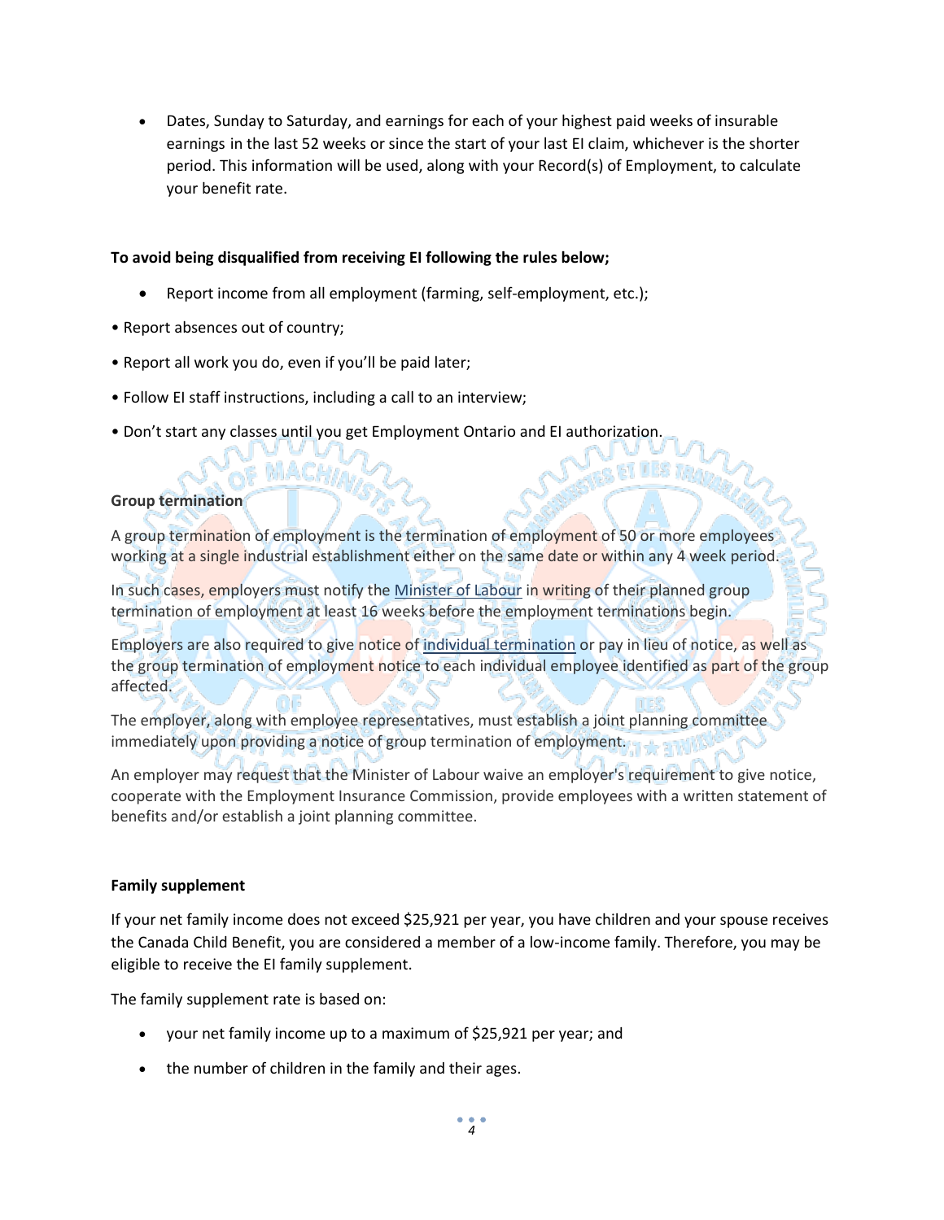- Dates, Sunday to Saturday, and earnings for each of your highest paid weeks of insurable earnings in the last 52 weeks or since the start of your last EI claim, whichever is the shorter period. This information will be used, along with your Record(s) of Employment, to calculate your benefit rate.

**To avoid being disqualified from receiving EI following the rules below;**

- Report income from all employment (farming, self-employment, etc.);
- Report absences out of country;
- Report all work you do, even if you'll be paid later;
- Follow EI staff instructions, including a call to an interview;
- Don't start any classes until you get Employment Ontario and EI authorization.

**Group termination**

A group termination of employment is the termination of employment of 50 or more employees working at a single industrial establishment either on the same date or within any 4 week period.

In such cases, employers must notify the Minister of Labour in writing of their planned group termination of employment at least 16 weeks before the employment terminations begin.

Employers are also required to give notice of individual termination or pay in lieu of notice, as well as the group termination of employment notice to each individual employee identified as part of the group affected.

The employer, along with employee representatives, must establish a joint planning committee immediately upon providing a notice of group termination of employment.

An employer may request that the Minister of Labour waive an employer's requirement to give notice, cooperate with the Employment Insurance Commission, provide employees with a written statement of benefits and/or establish a joint planning committee.

**Family supplement**

If your net family income does not exceed $25,921 per year, you have children and your spouse receives the Canada Child Benefit, you are considered a member of a low-income family. Therefore, you may be eligible to receive the EI family supplement.

The family supplement rate is based on:

- your net family income up to a maximum of $25,921 per year; and
- the number of children in the family and their ages.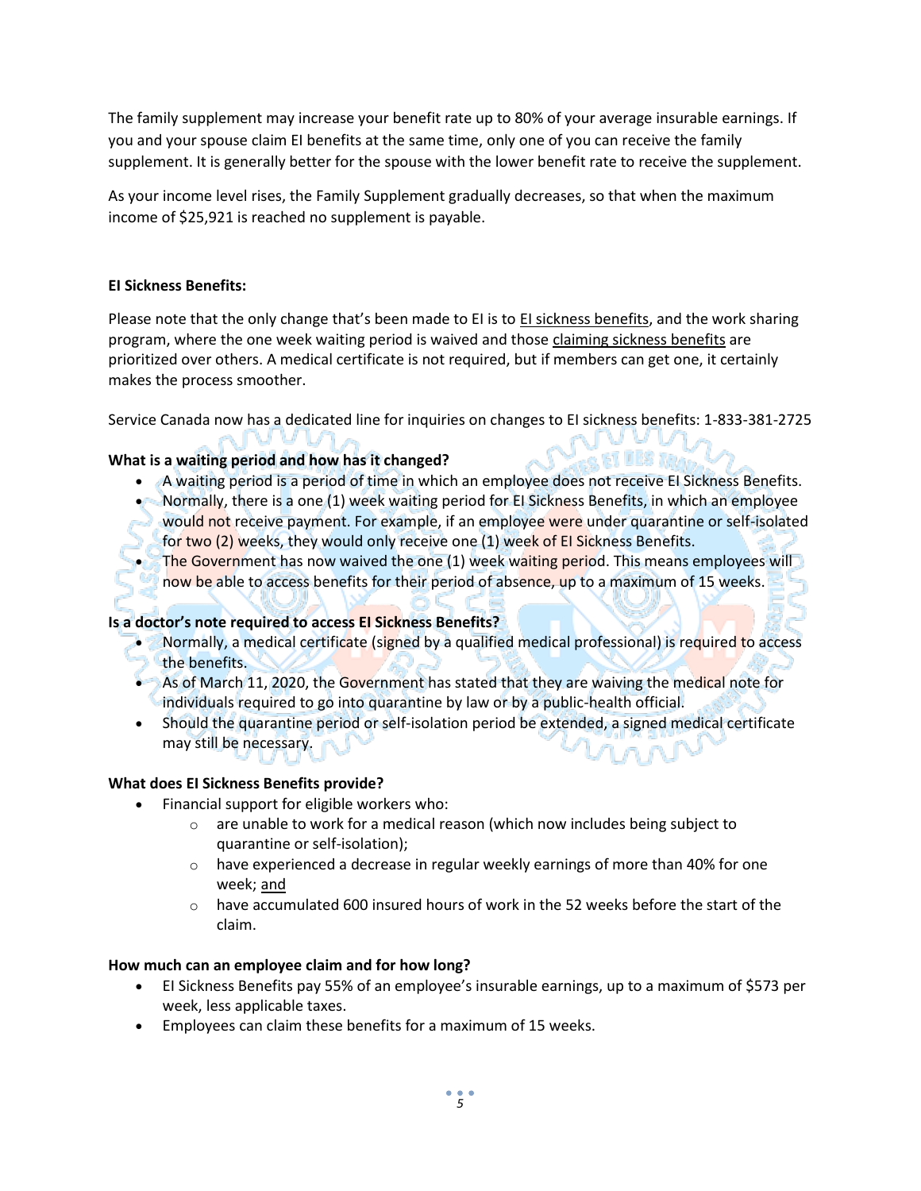The family supplement may increase your benefit rate up to 80% of your average insurable earnings. If you and your spouse claim EI benefits at the same time, only one of you can receive the family supplement. It is generally better for the spouse with the lower benefit rate to receive the supplement.

As your income level rises, the Family Supplement gradually decreases, so that when the maximum income of $25,921 is reached no supplement is payable.

**EI Sickness Benefits:**

Please note that the only change that's been made to EI is to EI sickness benefits, and the work sharing program, where the one week waiting period is waived and those claiming sickness benefits are prioritized over others. A medical certificate is not required, but if members can get one, it certainly makes the process smoother.

Service Canada now has a dedicated line for inquiries on changes to EI sickness benefits: 1-833-381-2725

**What is a waiting period and how has it changed?**

- A waiting period is a period of time in which an employee does not receive EI Sickness Benefits.
- Normally, there is a one (1) week waiting period for EI Sickness Benefits, in which an employee would not receive payment. For example, if an employee were under quarantine or self-isolated for two (2) weeks, they would only receive one (1) week of EI Sickness Benefits.
- The Government has now waived the one (1) week waiting period. This means employees will now be able to access benefits for their period of absence, up to a maximum of 15 weeks.

**Is a doctor's note required to access EI Sickness Benefits?**

- Normally, a medical certificate (signed by a qualified medical professional) is required to access the benefits.
- As of March 11, 2020, the Government has stated that they are waiving the medical note for individuals required to go into quarantine by law or by a public-health official.
- Should the quarantine period or self-isolation period be extended, a signed medical certificate may still be necessary.

**What does EI Sickness Benefits provide?**

- Financial support for eligible workers who:
  - are unable to work for a medical reason (which now includes being subject to quarantine or self-isolation);
  - have experienced a decrease in regular weekly earnings of more than 40% for one week; and
  - have accumulated 600 insured hours of work in the 52 weeks before the start of the claim.

**How much can an employee claim and for how long?**

- EI Sickness Benefits pay 55% of an employee's insurable earnings, up to a maximum of $573 per week, less applicable taxes.
- Employees can claim these benefits for a maximum of 15 weeks.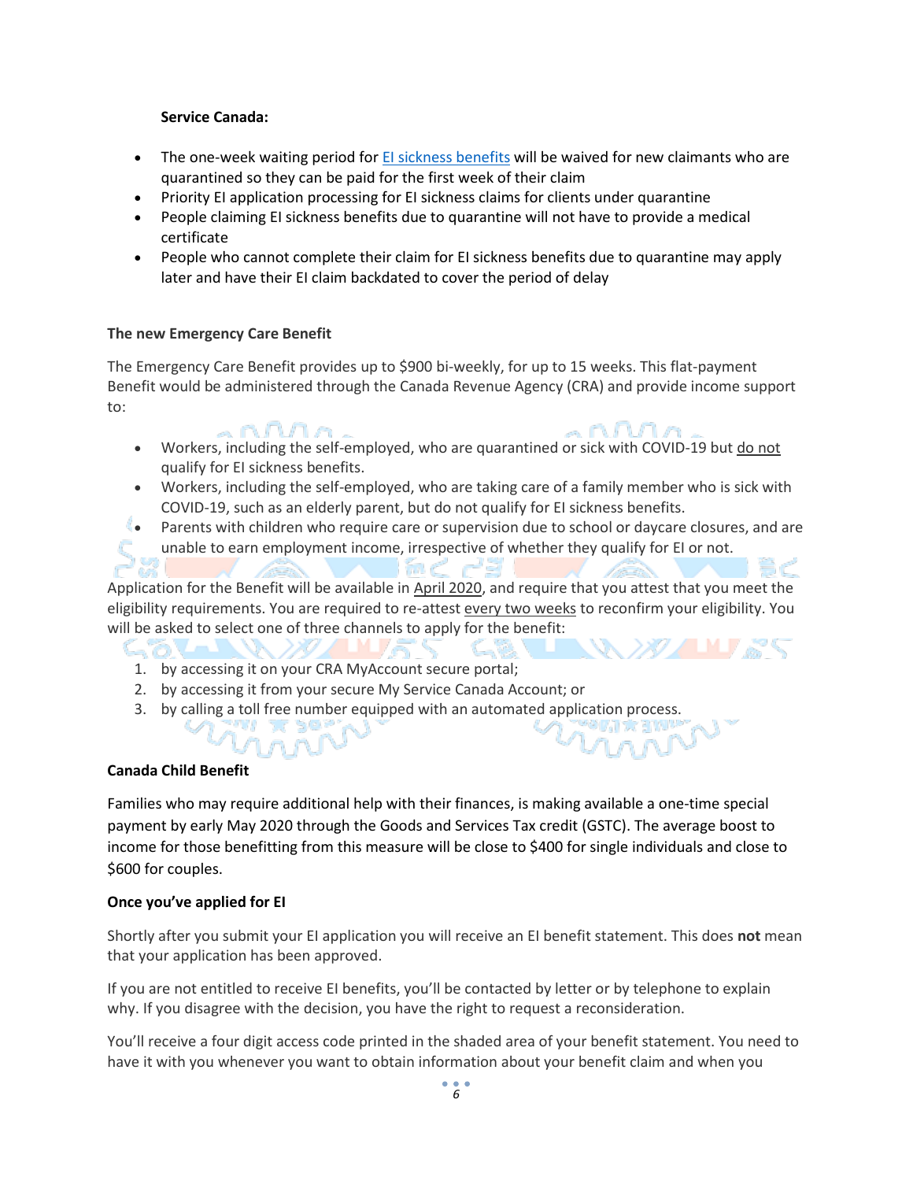**Service Canada:**

- The one-week waiting period for [EI sickness benefits]() will be waived for new claimants who are quarantined so they can be paid for the first week of their claim
- Priority EI application processing for EI sickness claims for clients under quarantine
- People claiming EI sickness benefits due to quarantine will not have to provide a medical certificate
- People who cannot complete their claim for EI sickness benefits due to quarantine may apply later and have their EI claim backdated to cover the period of delay

**The new Emergency Care Benefit**

The Emergency Care Benefit provides up to $900 bi-weekly, for up to 15 weeks. This flat-payment Benefit would be administered through the Canada Revenue Agency (CRA) and provide income support to:

- Workers, including the self-employed, who are quarantined or sick with COVID-19 but <u>do not</u> qualify for EI sickness benefits.
- Workers, including the self-employed, who are taking care of a family member who is sick with COVID-19, such as an elderly parent, but do not qualify for EI sickness benefits.
- Parents with children who require care or supervision due to school or daycare closures, and are unable to earn employment income, irrespective of whether they qualify for EI or not.

Application for the Benefit will be available in <u>April 2020</u>, and require that you attest that you meet the eligibility requirements. You are required to re-attest <u>every two weeks</u> to reconfirm your eligibility. You will be asked to select one of three channels to apply for the benefit:

1. by accessing it on your CRA MyAccount secure portal;
2. by accessing it from your secure My Service Canada Account; or
3. by calling a toll free number equipped with an automated application process.

**Canada Child Benefit**

Families who may require additional help with their finances, is making available a one-time special payment by early May 2020 through the Goods and Services Tax credit (GSTC). The average boost to income for those benefitting from this measure will be close to $400 for single individuals and close to $600 for couples.

**Once you've applied for EI**

Shortly after you submit your EI application you will receive an EI benefit statement. This does **not** mean that your application has been approved.

If you are not entitled to receive EI benefits, you'll be contacted by letter or by telephone to explain why. If you disagree with the decision, you have the right to request a reconsideration.

You'll receive a four digit access code printed in the shaded area of your benefit statement. You need to have it with you whenever you want to obtain information about your benefit claim and when you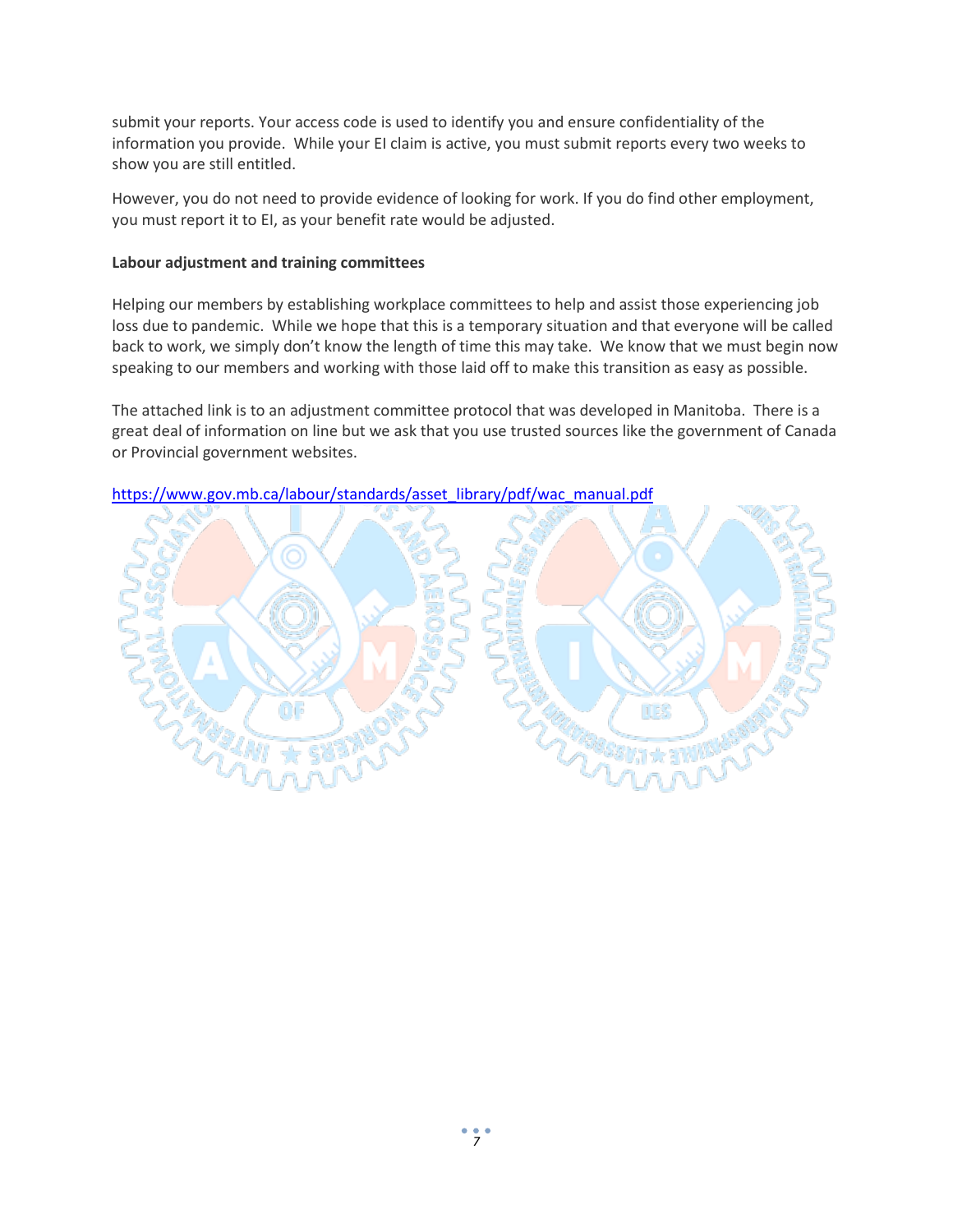submit your reports. Your access code is used to identify you and ensure confidentiality of the information you provide. While your EI claim is active, you must submit reports every two weeks to show you are still entitled.

However, you do not need to provide evidence of looking for work. If you do find other employment, you must report it to EI, as your benefit rate would be adjusted.

**Labour adjustment and training committees**

Helping our members by establishing workplace committees to help and assist those experiencing job loss due to pandemic. While we hope that this is a temporary situation and that everyone will be called back to work, we simply don't know the length of time this may take. We know that we must begin now speaking to our members and working with those laid off to make this transition as easy as possible.

The attached link is to an adjustment committee protocol that was developed in Manitoba. There is a great deal of information on line but we ask that you use trusted sources like the government of Canada or Provincial government websites.

https://www.gov.mb.ca/labour/standards/asset_library/pdf/wac_manual.pdf